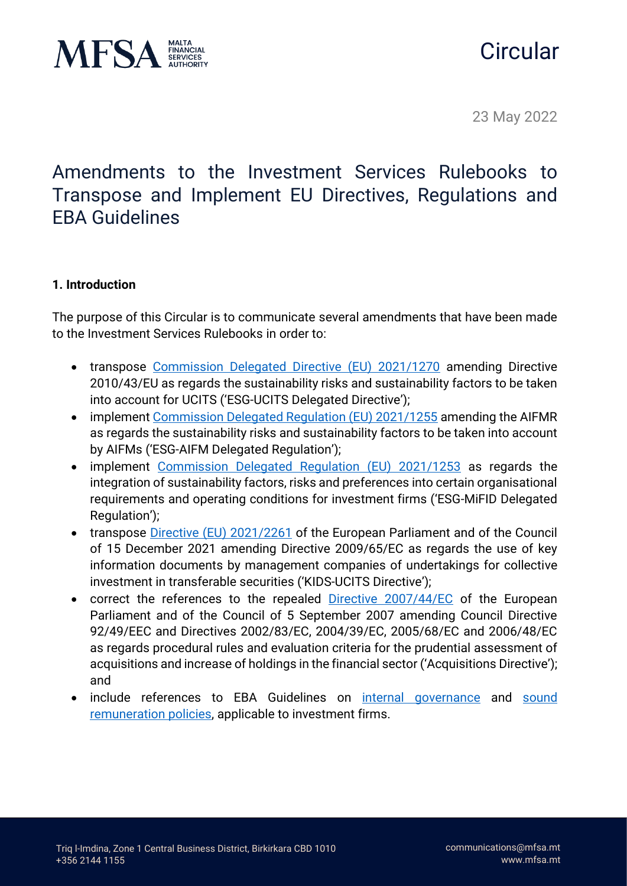Circular

23 May 2022

# Amendments to the Investment Services Rulebooks to Transpose and Implement EU Directives, Regulations and EBA Guidelines

**1. Introduction**

The purpose of this Circular is to communicate several amendments that have been made to the Investment Services Rulebooks in order to:

- transpose Commission Delegated Directive (EU) 2021/1270 amending Directive 2010/43/EU as regards the sustainability risks and sustainability factors to be taken into account for UCITS ('ESG-UCITS Delegated Directive');
- implement Commission Delegated Regulation (EU) 2021/1255 amending the AIFMR as regards the sustainability risks and sustainability factors to be taken into account by AIFMs ('ESG-AIFM Delegated Regulation');
- implement Commission Delegated Regulation (EU) 2021/1253 as regards the integration of sustainability factors, risks and preferences into certain organisational requirements and operating conditions for investment firms ('ESG-MiFID Delegated Regulation');
- transpose Directive (EU) 2021/2261 of the European Parliament and of the Council of 15 December 2021 amending Directive 2009/65/EC as regards the use of key information documents by management companies of undertakings for collective investment in transferable securities ('KIDS-UCITS Directive');
- correct the references to the repealed Directive 2007/44/EC of the European Parliament and of the Council of 5 September 2007 amending Council Directive 92/49/EEC and Directives 2002/83/EC, 2004/39/EC, 2005/68/EC and 2006/48/EC as regards procedural rules and evaluation criteria for the prudential assessment of acquisitions and increase of holdings in the financial sector ('Acquisitions Directive'); and
- include references to EBA Guidelines on internal governance and sound remuneration policies, applicable to investment firms.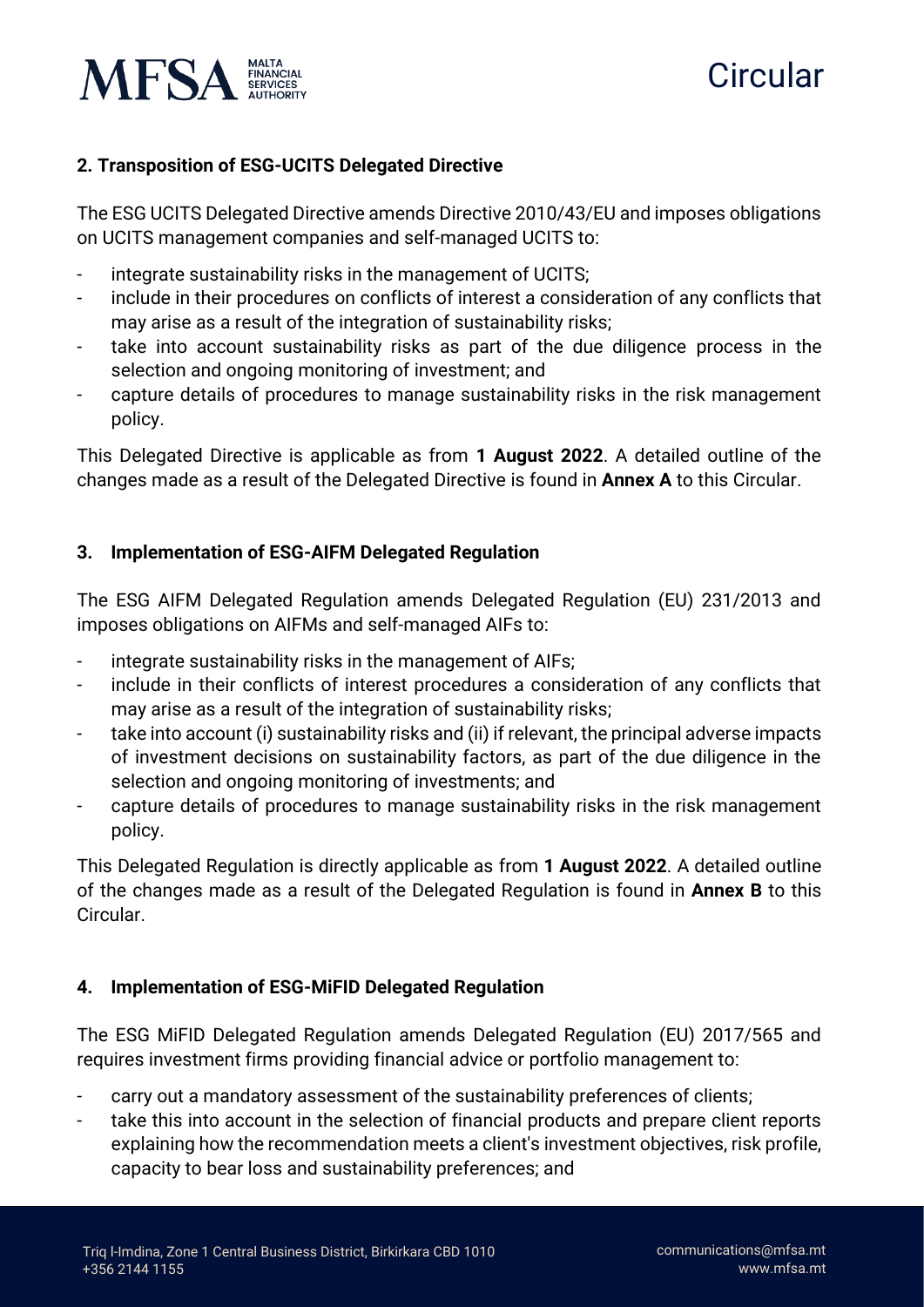## 2. Transposition of ESG-UCITS Delegated Directive

The ESG UCITS Delegated Directive amends Directive 2010/43/EU and imposes obligations on UCITS management companies and self-managed UCITS to:

- integrate sustainability risks in the management of UCITS;
- include in their procedures on conflicts of interest a consideration of any conflicts that may arise as a result of the integration of sustainability risks;
- take into account sustainability risks as part of the due diligence process in the selection and ongoing monitoring of investment; and
- capture details of procedures to manage sustainability risks in the risk management policy.

This Delegated Directive is applicable as from **1 August 2022**. A detailed outline of the changes made as a result of the Delegated Directive is found in **Annex A** to this Circular.

## 3. Implementation of ESG-AIFM Delegated Regulation

The ESG AIFM Delegated Regulation amends Delegated Regulation (EU) 231/2013 and imposes obligations on AIFMs and self-managed AIFs to:

- integrate sustainability risks in the management of AIFs;
- include in their conflicts of interest procedures a consideration of any conflicts that may arise as a result of the integration of sustainability risks;
- take into account (i) sustainability risks and (ii) if relevant, the principal adverse impacts of investment decisions on sustainability factors, as part of the due diligence in the selection and ongoing monitoring of investments; and
- capture details of procedures to manage sustainability risks in the risk management policy.

This Delegated Regulation is directly applicable as from **1 August 2022**. A detailed outline of the changes made as a result of the Delegated Regulation is found in **Annex B** to this Circular.

## 4. Implementation of ESG-MiFID Delegated Regulation

The ESG MiFID Delegated Regulation amends Delegated Regulation (EU) 2017/565 and requires investment firms providing financial advice or portfolio management to:

- carry out a mandatory assessment of the sustainability preferences of clients;
- take this into account in the selection of financial products and prepare client reports explaining how the recommendation meets a client's investment objectives, risk profile, capacity to bear loss and sustainability preferences; and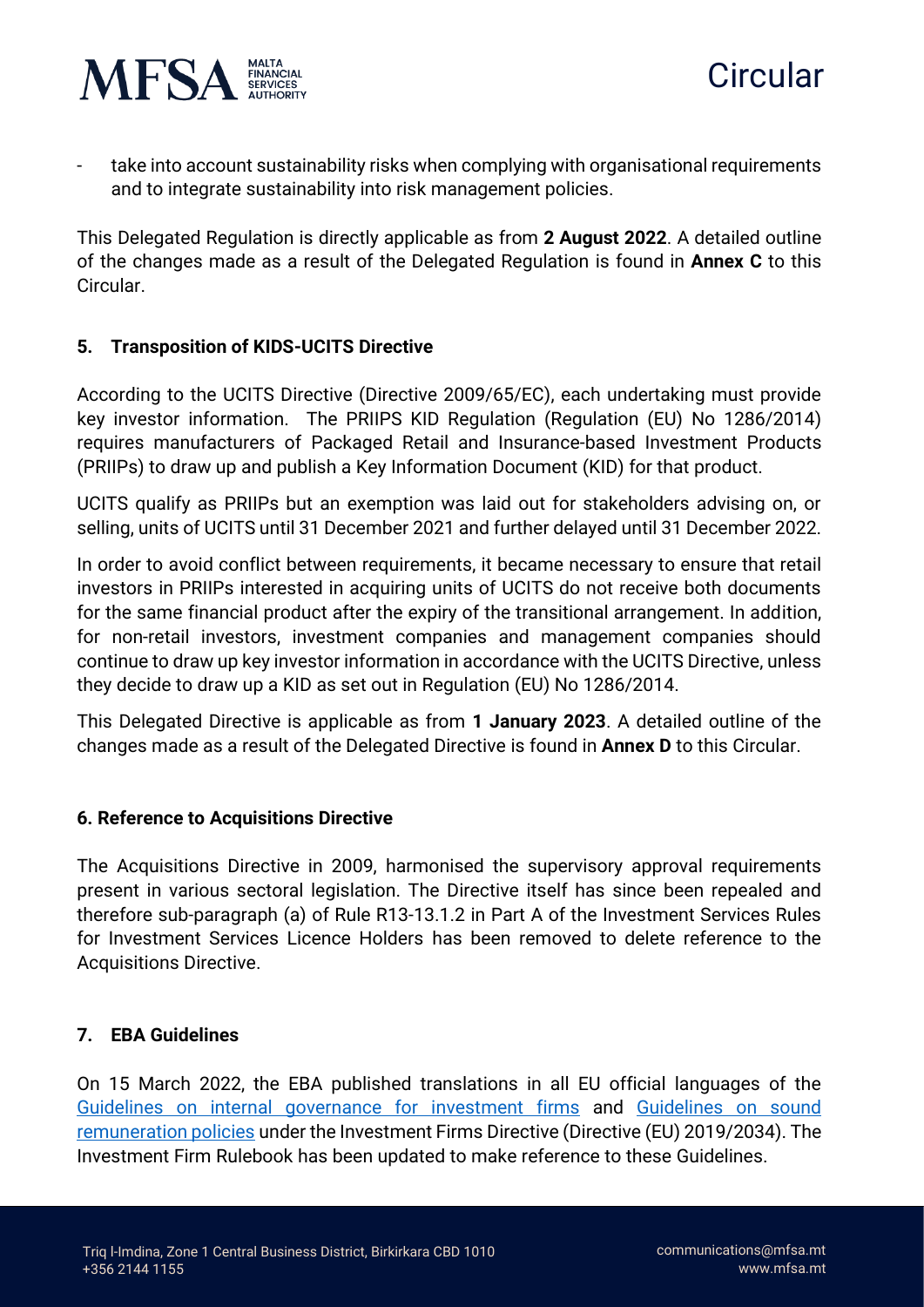- take into account sustainability risks when complying with organisational requirements and to integrate sustainability into risk management policies.

This Delegated Regulation is directly applicable as from **2 August 2022**. A detailed outline of the changes made as a result of the Delegated Regulation is found in **Annex C** to this Circular.

### 5. Transposition of KIDS-UCITS Directive

According to the UCITS Directive (Directive 2009/65/EC), each undertaking must provide key investor information. The PRIIPS KID Regulation (Regulation (EU) No 1286/2014) requires manufacturers of Packaged Retail and Insurance-based Investment Products (PRIIPs) to draw up and publish a Key Information Document (KID) for that product.

UCITS qualify as PRIIPs but an exemption was laid out for stakeholders advising on, or selling, units of UCITS until 31 December 2021 and further delayed until 31 December 2022.

In order to avoid conflict between requirements, it became necessary to ensure that retail investors in PRIIPs interested in acquiring units of UCITS do not receive both documents for the same financial product after the expiry of the transitional arrangement. In addition, for non-retail investors, investment companies and management companies should continue to draw up key investor information in accordance with the UCITS Directive, unless they decide to draw up a KID as set out in Regulation (EU) No 1286/2014.

This Delegated Directive is applicable as from **1 January 2023**. A detailed outline of the changes made as a result of the Delegated Directive is found in **Annex D** to this Circular.

### 6. Reference to Acquisitions Directive

The Acquisitions Directive in 2009, harmonised the supervisory approval requirements present in various sectoral legislation. The Directive itself has since been repealed and therefore sub-paragraph (a) of Rule R13-13.1.2 in Part A of the Investment Services Rules for Investment Services Licence Holders has been removed to delete reference to the Acquisitions Directive.

### 7. EBA Guidelines

On 15 March 2022, the EBA published translations in all EU official languages of the Guidelines on internal governance for investment firms and Guidelines on sound remuneration policies under the Investment Firms Directive (Directive (EU) 2019/2034). The Investment Firm Rulebook has been updated to make reference to these Guidelines.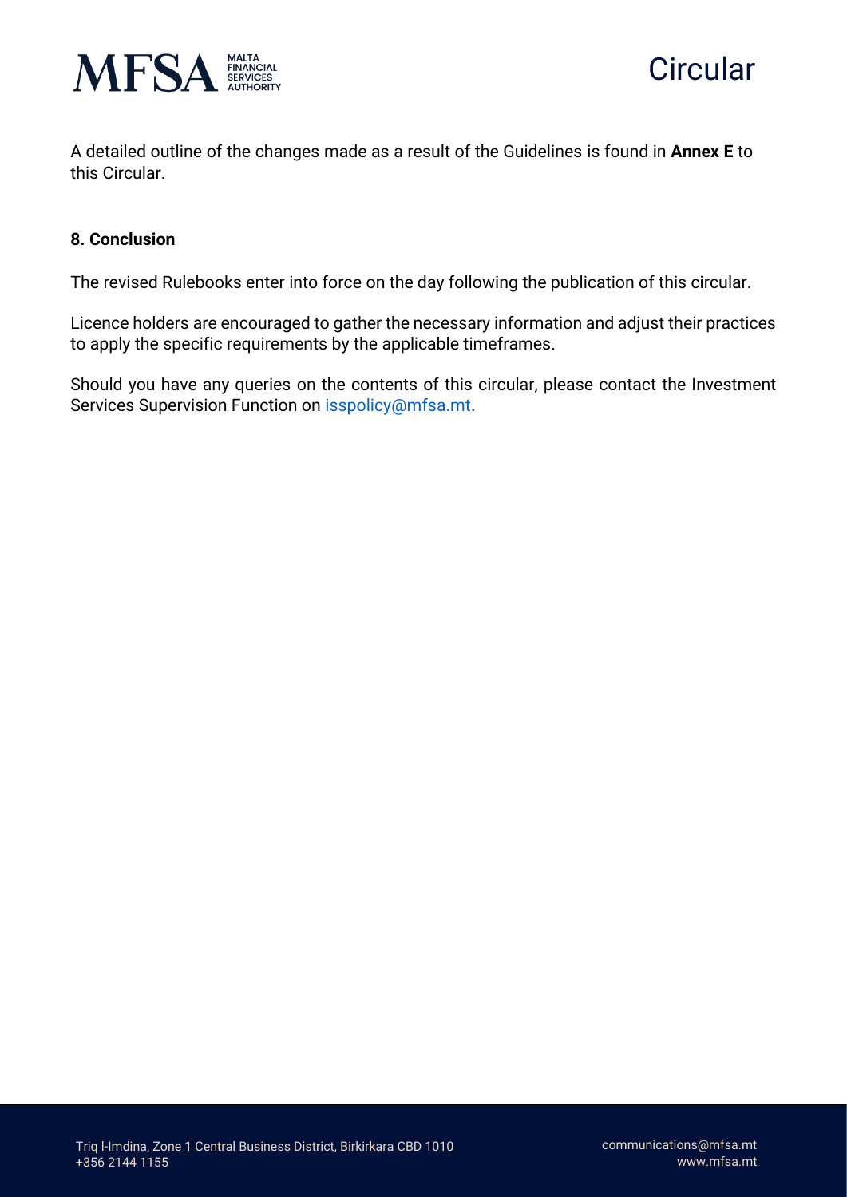A detailed outline of the changes made as a result of the Guidelines is found in **Annex E** to this Circular.

### 8. Conclusion

The revised Rulebooks enter into force on the day following the publication of this circular.

Licence holders are encouraged to gather the necessary information and adjust their practices to apply the specific requirements by the applicable timeframes.

Should you have any queries on the contents of this circular, please contact the Investment Services Supervision Function on isspolicy@mfsa.mt.